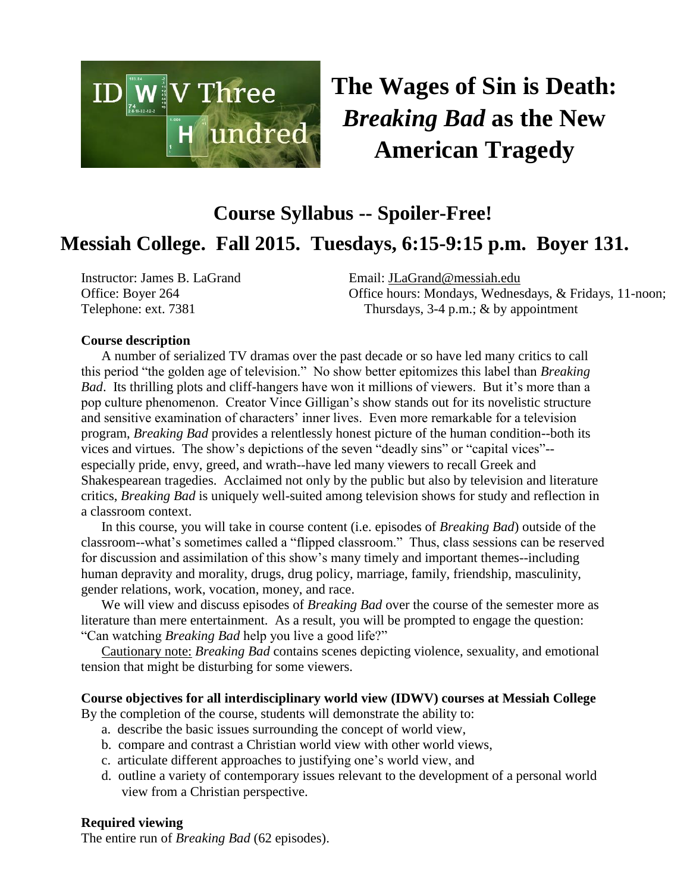IDWV Three Hundred

# The Wages of Sin is Death: *Breaking Bad* as the New American Tragedy

## Course Syllabus -- Spoiler-Free!

## Messiah College. Fall 2015. Tuesdays, 6:15-9:15 p.m. Boyer 131.

Instructor: James B. LaGrand
Office: Boyer 264
Telephone: ext. 7381

Email: JLaGrand@messiah.edu
Office hours: Mondays, Wednesdays, & Fridays, 11-noon; Thursdays, 3-4 p.m.; & by appointment

**Course description**

A number of serialized TV dramas over the past decade or so have led many critics to call this period "the golden age of television." No show better epitomizes this label than *Breaking Bad*. Its thrilling plots and cliff-hangers have won it millions of viewers. But it's more than a pop culture phenomenon. Creator Vince Gilligan's show stands out for its novelistic structure and sensitive examination of characters' inner lives. Even more remarkable for a television program, *Breaking Bad* provides a relentlessly honest picture of the human condition--both its vices and virtues. The show's depictions of the seven "deadly sins" or "capital vices"--especially pride, envy, greed, and wrath--have led many viewers to recall Greek and Shakespearean tragedies. Acclaimed not only by the public but also by television and literature critics, *Breaking Bad* is uniquely well-suited among television shows for study and reflection in a classroom context.

In this course, you will take in course content (i.e. episodes of *Breaking Bad*) outside of the classroom--what's sometimes called a "flipped classroom." Thus, class sessions can be reserved for discussion and assimilation of this show's many timely and important themes--including human depravity and morality, drugs, drug policy, marriage, family, friendship, masculinity, gender relations, work, vocation, money, and race.

We will view and discuss episodes of *Breaking Bad* over the course of the semester more as literature than mere entertainment. As a result, you will be prompted to engage the question: "Can watching *Breaking Bad* help you live a good life?"

Cautionary note: *Breaking Bad* contains scenes depicting violence, sexuality, and emotional tension that might be disturbing for some viewers.

**Course objectives for all interdisciplinary world view (IDWV) courses at Messiah College**

By the completion of the course, students will demonstrate the ability to:

a. describe the basic issues surrounding the concept of world view,
b. compare and contrast a Christian world view with other world views,
c. articulate different approaches to justifying one's world view, and
d. outline a variety of contemporary issues relevant to the development of a personal world view from a Christian perspective.

**Required viewing**

The entire run of *Breaking Bad* (62 episodes).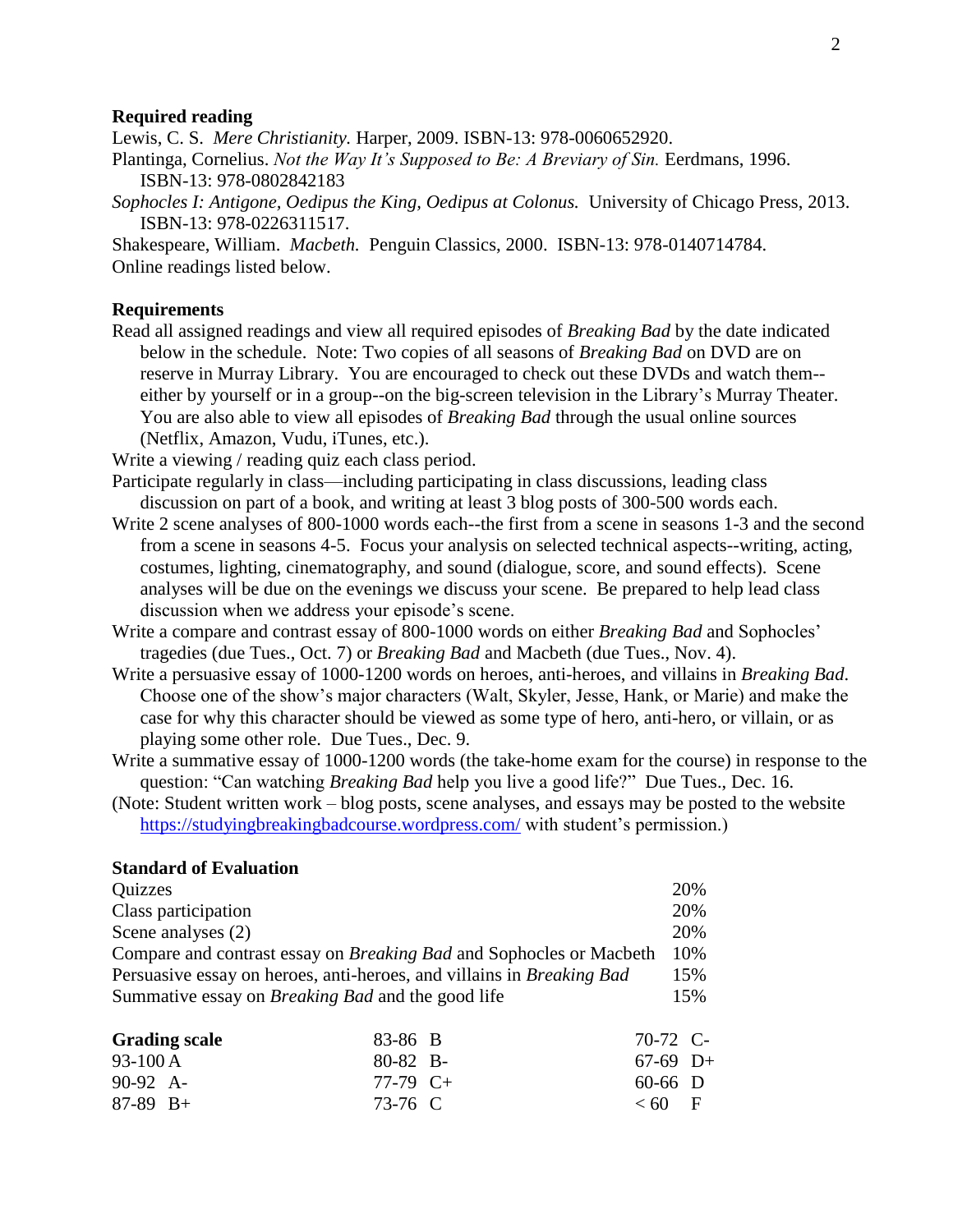**Required reading**

Lewis, C. S. *Mere Christianity.* Harper, 2009. ISBN-13: 978-0060652920.

Plantinga, Cornelius. *Not the Way It's Supposed to Be: A Breviary of Sin.* Eerdmans, 1996. ISBN-13: 978-0802842183

*Sophocles I: Antigone, Oedipus the King, Oedipus at Colonus.* University of Chicago Press, 2013. ISBN-13: 978-0226311517.

Shakespeare, William. *Macbeth.* Penguin Classics, 2000. ISBN-13: 978-0140714784.

Online readings listed below.

**Requirements**

Read all assigned readings and view all required episodes of *Breaking Bad* by the date indicated below in the schedule. Note: Two copies of all seasons of *Breaking Bad* on DVD are on reserve in Murray Library. You are encouraged to check out these DVDs and watch them--either by yourself or in a group--on the big-screen television in the Library's Murray Theater. You are also able to view all episodes of *Breaking Bad* through the usual online sources (Netflix, Amazon, Vudu, iTunes, etc.).

Write a viewing / reading quiz each class period.

Participate regularly in class—including participating in class discussions, leading class discussion on part of a book, and writing at least 3 blog posts of 300-500 words each.

Write 2 scene analyses of 800-1000 words each--the first from a scene in seasons 1-3 and the second from a scene in seasons 4-5. Focus your analysis on selected technical aspects--writing, acting, costumes, lighting, cinematography, and sound (dialogue, score, and sound effects). Scene analyses will be due on the evenings we discuss your scene. Be prepared to help lead class discussion when we address your episode's scene.

Write a compare and contrast essay of 800-1000 words on either *Breaking Bad* and Sophocles' tragedies (due Tues., Oct. 7) or *Breaking Bad* and Macbeth (due Tues., Nov. 4).

Write a persuasive essay of 1000-1200 words on heroes, anti-heroes, and villains in *Breaking Bad*. Choose one of the show's major characters (Walt, Skyler, Jesse, Hank, or Marie) and make the case for why this character should be viewed as some type of hero, anti-hero, or villain, or as playing some other role. Due Tues., Dec. 9.

Write a summative essay of 1000-1200 words (the take-home exam for the course) in response to the question: "Can watching *Breaking Bad* help you live a good life?" Due Tues., Dec. 16.

(Note: Student written work – blog posts, scene analyses, and essays may be posted to the website https://studyingbreakingbadcourse.wordpress.com/ with student's permission.)

**Standard of Evaluation**

| | |
|---|---|
| Quizzes | 20% |
| Class participation | 20% |
| Scene analyses (2) | 20% |
| Compare and contrast essay on *Breaking Bad* and Sophocles or Macbeth | 10% |
| Persuasive essay on heroes, anti-heroes, and villains in *Breaking Bad* | 15% |
| Summative essay on *Breaking Bad* and the good life | 15% |

| **Grading scale** | | |
|---|---|---|
| 93-100 A | 83-86 B | 70-72 C- |
| 90-92 A- | 80-82 B- | 67-69 D+ |
| 87-89 B+ | 77-79 C+ | 60-66 D |
| | 73-76 C | < 60 F |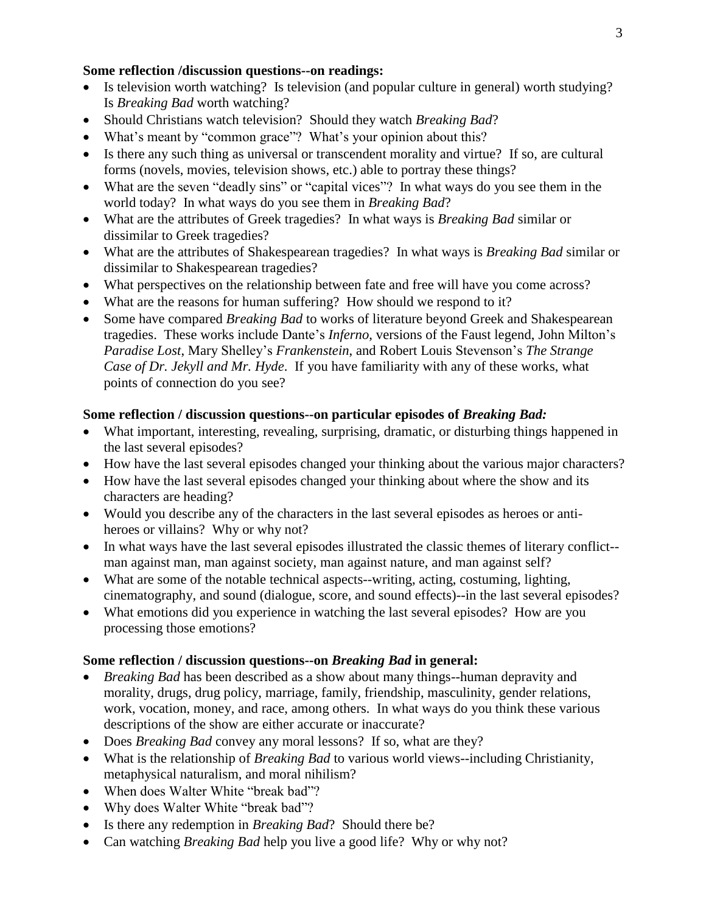**Some reflection /discussion questions--on readings:**

- Is television worth watching? Is television (and popular culture in general) worth studying? Is *Breaking Bad* worth watching?
- Should Christians watch television? Should they watch *Breaking Bad*?
- What's meant by "common grace"? What's your opinion about this?
- Is there any such thing as universal or transcendent morality and virtue? If so, are cultural forms (novels, movies, television shows, etc.) able to portray these things?
- What are the seven "deadly sins" or "capital vices"? In what ways do you see them in the world today? In what ways do you see them in *Breaking Bad*?
- What are the attributes of Greek tragedies? In what ways is *Breaking Bad* similar or dissimilar to Greek tragedies?
- What are the attributes of Shakespearean tragedies? In what ways is *Breaking Bad* similar or dissimilar to Shakespearean tragedies?
- What perspectives on the relationship between fate and free will have you come across?
- What are the reasons for human suffering? How should we respond to it?
- Some have compared *Breaking Bad* to works of literature beyond Greek and Shakespearean tragedies. These works include Dante's *Inferno*, versions of the Faust legend, John Milton's *Paradise Lost*, Mary Shelley's *Frankenstein*, and Robert Louis Stevenson's *The Strange Case of Dr. Jekyll and Mr. Hyde*. If you have familiarity with any of these works, what points of connection do you see?

**Some reflection / discussion questions--on particular episodes of *Breaking Bad:***

- What important, interesting, revealing, surprising, dramatic, or disturbing things happened in the last several episodes?
- How have the last several episodes changed your thinking about the various major characters?
- How have the last several episodes changed your thinking about where the show and its characters are heading?
- Would you describe any of the characters in the last several episodes as heroes or anti-heroes or villains? Why or why not?
- In what ways have the last several episodes illustrated the classic themes of literary conflict--man against man, man against society, man against nature, and man against self?
- What are some of the notable technical aspects--writing, acting, costuming, lighting, cinematography, and sound (dialogue, score, and sound effects)--in the last several episodes?
- What emotions did you experience in watching the last several episodes? How are you processing those emotions?

**Some reflection / discussion questions--on *Breaking Bad* in general:**

- *Breaking Bad* has been described as a show about many things--human depravity and morality, drugs, drug policy, marriage, family, friendship, masculinity, gender relations, work, vocation, money, and race, among others. In what ways do you think these various descriptions of the show are either accurate or inaccurate?
- Does *Breaking Bad* convey any moral lessons? If so, what are they?
- What is the relationship of *Breaking Bad* to various world views--including Christianity, metaphysical naturalism, and moral nihilism?
- When does Walter White "break bad"?
- Why does Walter White "break bad"?
- Is there any redemption in *Breaking Bad*? Should there be?
- Can watching *Breaking Bad* help you live a good life? Why or why not?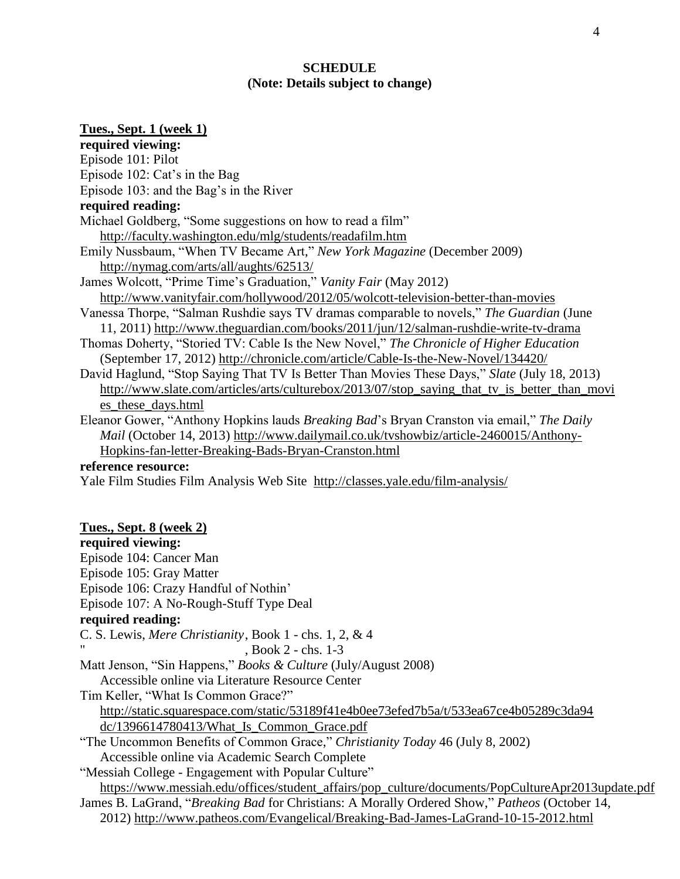## SCHEDULE
**(Note: Details subject to change)**

**Tues., Sept. 1 (week 1)**

**required viewing:**

Episode 101: Pilot
Episode 102: Cat's in the Bag
Episode 103: and the Bag's in the River

**required reading:**

Michael Goldberg, "Some suggestions on how to read a film" http://faculty.washington.edu/mlg/students/readafilm.htm

Emily Nussbaum, "When TV Became Art," *New York Magazine* (December 2009) http://nymag.com/arts/all/aughts/62513/

James Wolcott, "Prime Time's Graduation," *Vanity Fair* (May 2012) http://www.vanityfair.com/hollywood/2012/05/wolcott-television-better-than-movies

Vanessa Thorpe, "Salman Rushdie says TV dramas comparable to novels," *The Guardian* (June 11, 2011) http://www.theguardian.com/books/2011/jun/12/salman-rushdie-write-tv-drama

Thomas Doherty, "Storied TV: Cable Is the New Novel," *The Chronicle of Higher Education* (September 17, 2012) http://chronicle.com/article/Cable-Is-the-New-Novel/134420/

David Haglund, "Stop Saying That TV Is Better Than Movies These Days," *Slate* (July 18, 2013) http://www.slate.com/articles/arts/culturebox/2013/07/stop_saying_that_tv_is_better_than_movies_these_days.html

Eleanor Gower, "Anthony Hopkins lauds *Breaking Bad*'s Bryan Cranston via email," *The Daily Mail* (October 14, 2013) http://www.dailymail.co.uk/tvshowbiz/article-2460015/Anthony-Hopkins-fan-letter-Breaking-Bads-Bryan-Cranston.html

**reference resource:**

Yale Film Studies Film Analysis Web Site http://classes.yale.edu/film-analysis/

**Tues., Sept. 8 (week 2)**

**required viewing:**

Episode 104: Cancer Man
Episode 105: Gray Matter
Episode 106: Crazy Handful of Nothin'
Episode 107: A No-Rough-Stuff Type Deal

**required reading:**

C. S. Lewis, *Mere Christianity*, Book 1 - chs. 1, 2, & 4
" , Book 2 - chs. 1-3

Matt Jenson, "Sin Happens," *Books & Culture* (July/August 2008) Accessible online via Literature Resource Center

Tim Keller, "What Is Common Grace?" http://static.squarespace.com/static/53189f41e4b0ee73efed7b5a/t/533ea67ce4b05289c3da94dc/1396614780413/What_Is_Common_Grace.pdf

"The Uncommon Benefits of Common Grace," *Christianity Today* 46 (July 8, 2002) Accessible online via Academic Search Complete

"Messiah College - Engagement with Popular Culture" https://www.messiah.edu/offices/student_affairs/pop_culture/documents/PopCultureApr2013update.pdf

James B. LaGrand, "*Breaking Bad* for Christians: A Morally Ordered Show," *Patheos* (October 14, 2012) http://www.patheos.com/Evangelical/Breaking-Bad-James-LaGrand-10-15-2012.html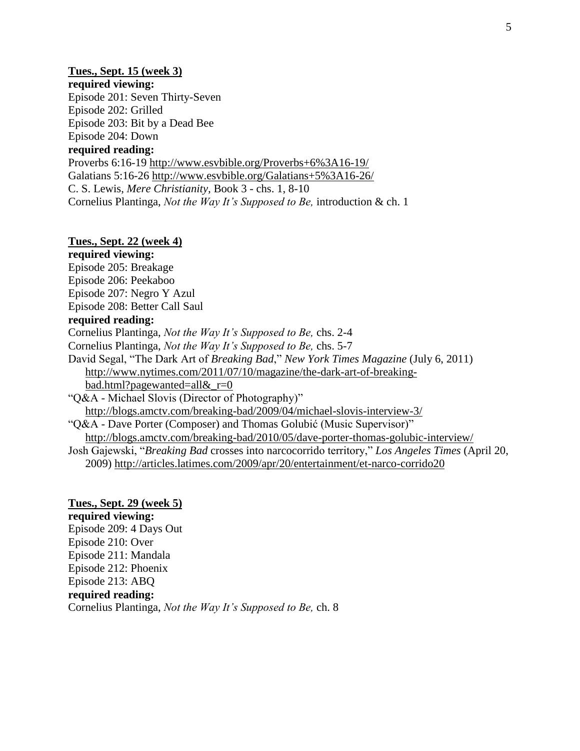**Tues., Sept. 15 (week 3)**

**required viewing:**

Episode 201: Seven Thirty-Seven
Episode 202: Grilled
Episode 203: Bit by a Dead Bee
Episode 204: Down

**required reading:**

Proverbs 6:16-19 http://www.esvbible.org/Proverbs+6%3A16-19/
Galatians 5:16-26 http://www.esvbible.org/Galatians+5%3A16-26/
C. S. Lewis, *Mere Christianity*, Book 3 - chs. 1, 8-10
Cornelius Plantinga, *Not the Way It's Supposed to Be,* introduction & ch. 1

**Tues., Sept. 22 (week 4)**

**required viewing:**

Episode 205: Breakage
Episode 206: Peekaboo
Episode 207: Negro Y Azul
Episode 208: Better Call Saul

**required reading:**

Cornelius Plantinga, *Not the Way It's Supposed to Be,* chs. 2-4
Cornelius Plantinga, *Not the Way It's Supposed to Be,* chs. 5-7
David Segal, "The Dark Art of *Breaking Bad*," *New York Times Magazine* (July 6, 2011) http://www.nytimes.com/2011/07/10/magazine/the-dark-art-of-breaking-bad.html?pagewanted=all&_r=0
"Q&A - Michael Slovis (Director of Photography)" http://blogs.amctv.com/breaking-bad/2009/04/michael-slovis-interview-3/
"Q&A - Dave Porter (Composer) and Thomas Golubić (Music Supervisor)" http://blogs.amctv.com/breaking-bad/2010/05/dave-porter-thomas-golubic-interview/
Josh Gajewski, "*Breaking Bad* crosses into narcocorrido territory," *Los Angeles Times* (April 20, 2009) http://articles.latimes.com/2009/apr/20/entertainment/et-narco-corrido20

**Tues., Sept. 29 (week 5)**

**required viewing:**

Episode 209: 4 Days Out
Episode 210: Over
Episode 211: Mandala
Episode 212: Phoenix
Episode 213: ABQ

**required reading:**

Cornelius Plantinga, *Not the Way It's Supposed to Be,* ch. 8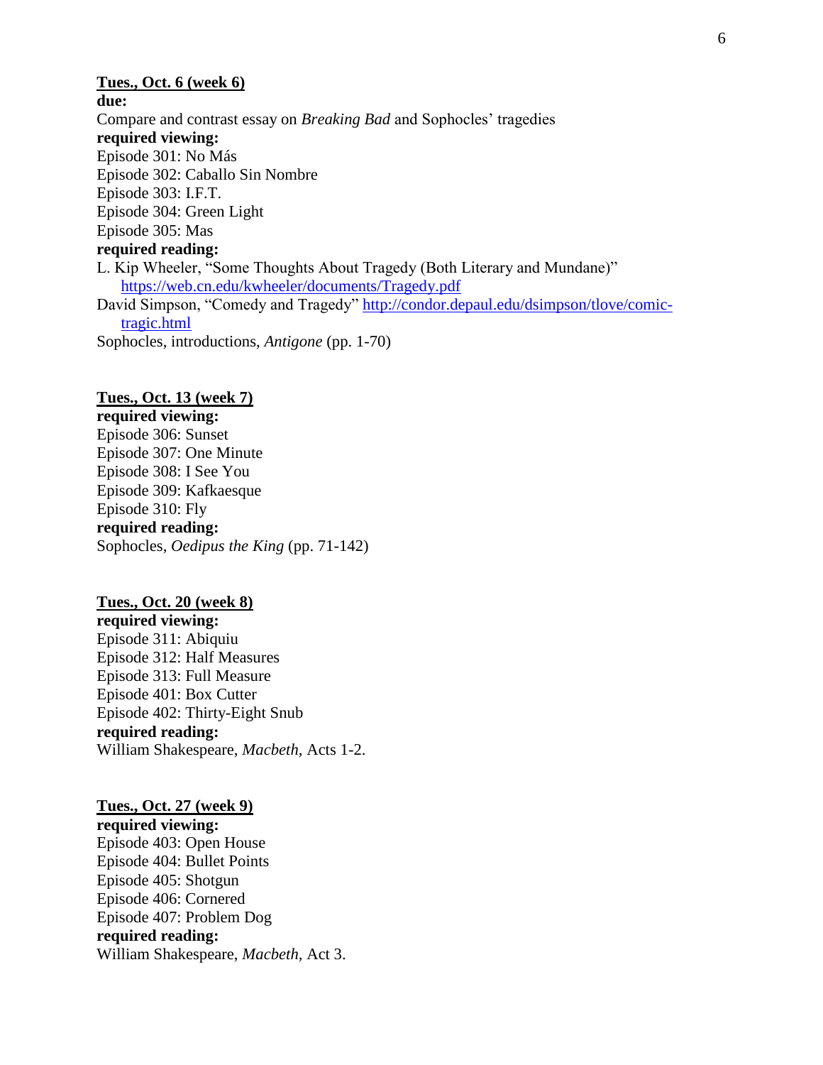**<u>Tues., Oct. 6 (week 6)</u>**

**due:**

Compare and contrast essay on *Breaking Bad* and Sophocles' tragedies

**required viewing:**

Episode 301: No Más
Episode 302: Caballo Sin Nombre
Episode 303: I.F.T.
Episode 304: Green Light
Episode 305: Mas

**required reading:**

L. Kip Wheeler, "Some Thoughts About Tragedy (Both Literary and Mundane)" https://web.cn.edu/kwheeler/documents/Tragedy.pdf
David Simpson, "Comedy and Tragedy" http://condor.depaul.edu/dsimpson/tlove/comic-tragic.html
Sophocles, introductions, *Antigone* (pp. 1-70)

**<u>Tues., Oct. 13 (week 7)</u>**

**required viewing:**

Episode 306: Sunset
Episode 307: One Minute
Episode 308: I See You
Episode 309: Kafkaesque
Episode 310: Fly

**required reading:**

Sophocles, *Oedipus the King* (pp. 71-142)

**<u>Tues., Oct. 20 (week 8)</u>**

**required viewing:**

Episode 311: Abiquiu
Episode 312: Half Measures
Episode 313: Full Measure
Episode 401: Box Cutter
Episode 402: Thirty-Eight Snub

**required reading:**

William Shakespeare, *Macbeth*, Acts 1-2.

**<u>Tues., Oct. 27 (week 9)</u>**

**required viewing:**

Episode 403: Open House
Episode 404: Bullet Points
Episode 405: Shotgun
Episode 406: Cornered
Episode 407: Problem Dog

**required reading:**

William Shakespeare, *Macbeth*, Act 3.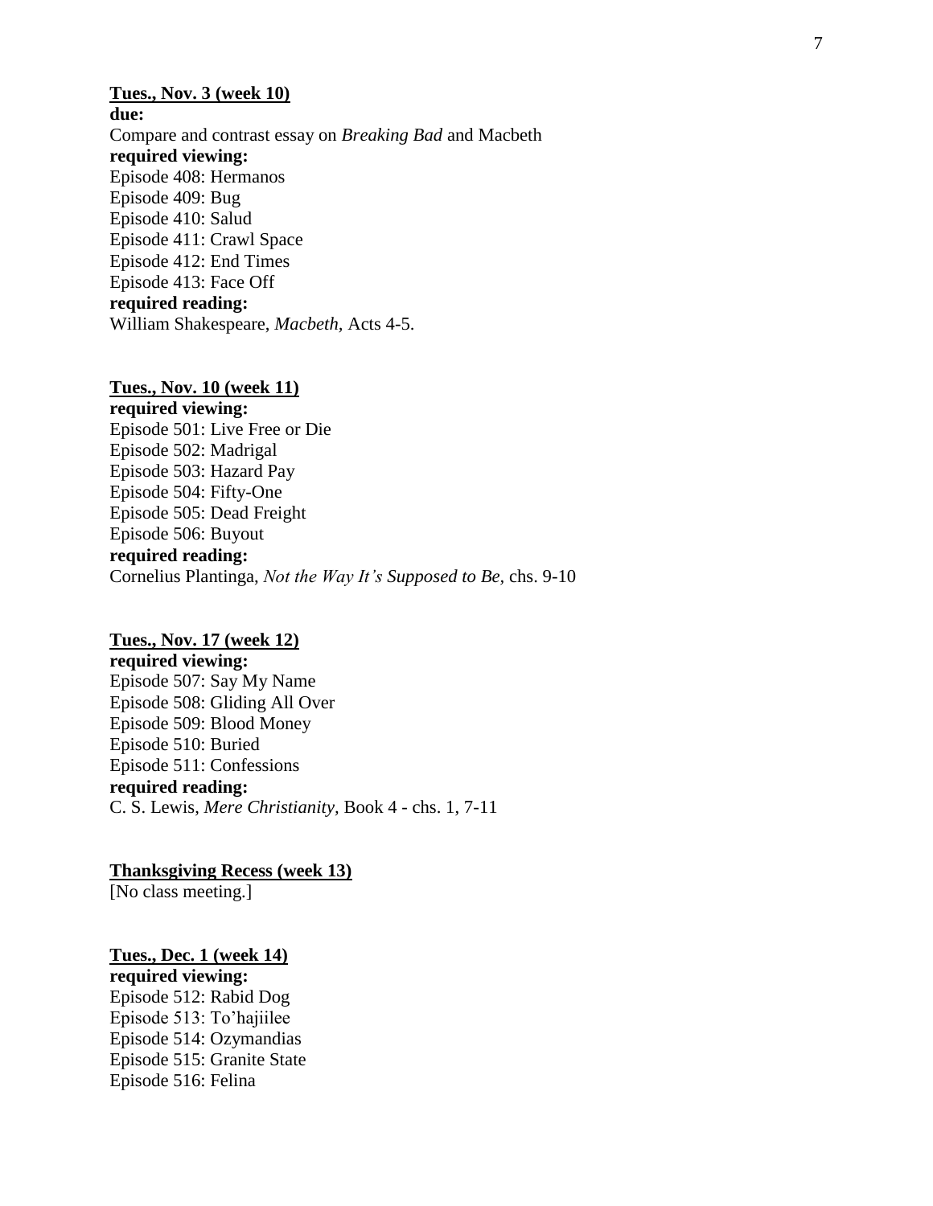**<u>Tues., Nov. 3 (week 10)</u>**

**due:**

Compare and contrast essay on *Breaking Bad* and Macbeth

**required viewing:**

Episode 408: Hermanos
Episode 409: Bug
Episode 410: Salud
Episode 411: Crawl Space
Episode 412: End Times
Episode 413: Face Off

**required reading:**

William Shakespeare, *Macbeth*, Acts 4-5.

**<u>Tues., Nov. 10 (week 11)</u>**

**required viewing:**

Episode 501: Live Free or Die
Episode 502: Madrigal
Episode 503: Hazard Pay
Episode 504: Fifty-One
Episode 505: Dead Freight
Episode 506: Buyout

**required reading:**

Cornelius Plantinga, *Not the Way It's Supposed to Be*, chs. 9-10

**<u>Tues., Nov. 17 (week 12)</u>**

**required viewing:**

Episode 507: Say My Name
Episode 508: Gliding All Over
Episode 509: Blood Money
Episode 510: Buried
Episode 511: Confessions

**required reading:**

C. S. Lewis, *Mere Christianity*, Book 4 - chs. 1, 7-11

**<u>Thanksgiving Recess (week 13)</u>**

[No class meeting.]

**<u>Tues., Dec. 1 (week 14)</u>**

**required viewing:**

Episode 512: Rabid Dog
Episode 513: To'hajiilee
Episode 514: Ozymandias
Episode 515: Granite State
Episode 516: Felina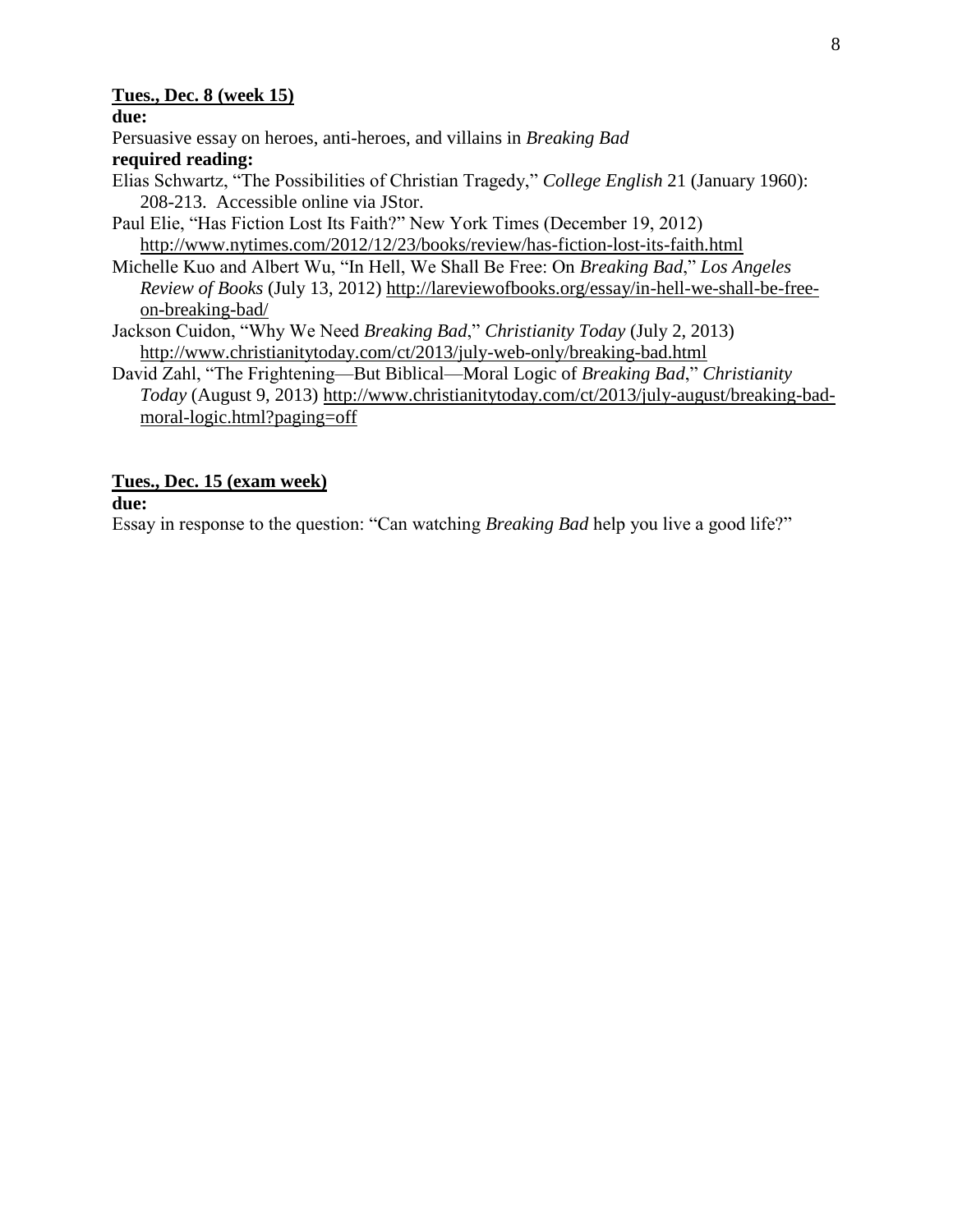**<u>Tues., Dec. 8 (week 15)</u>**

**due:**

Persuasive essay on heroes, anti-heroes, and villains in *Breaking Bad*

**required reading:**

Elias Schwartz, "The Possibilities of Christian Tragedy," *College English* 21 (January 1960): 208-213. Accessible online via JStor.

Paul Elie, "Has Fiction Lost Its Faith?" New York Times (December 19, 2012) http://www.nytimes.com/2012/12/23/books/review/has-fiction-lost-its-faith.html

Michelle Kuo and Albert Wu, "In Hell, We Shall Be Free: On *Breaking Bad*," *Los Angeles Review of Books* (July 13, 2012) http://lareviewofbooks.org/essay/in-hell-we-shall-be-free-on-breaking-bad/

Jackson Cuidon, "Why We Need *Breaking Bad*," *Christianity Today* (July 2, 2013) http://www.christianitytoday.com/ct/2013/july-web-only/breaking-bad.html

David Zahl, "The Frightening—But Biblical—Moral Logic of *Breaking Bad*," *Christianity Today* (August 9, 2013) http://www.christianitytoday.com/ct/2013/july-august/breaking-bad-moral-logic.html?paging=off

**<u>Tues., Dec. 15 (exam week)</u>**

**due:**

Essay in response to the question: "Can watching *Breaking Bad* help you live a good life?"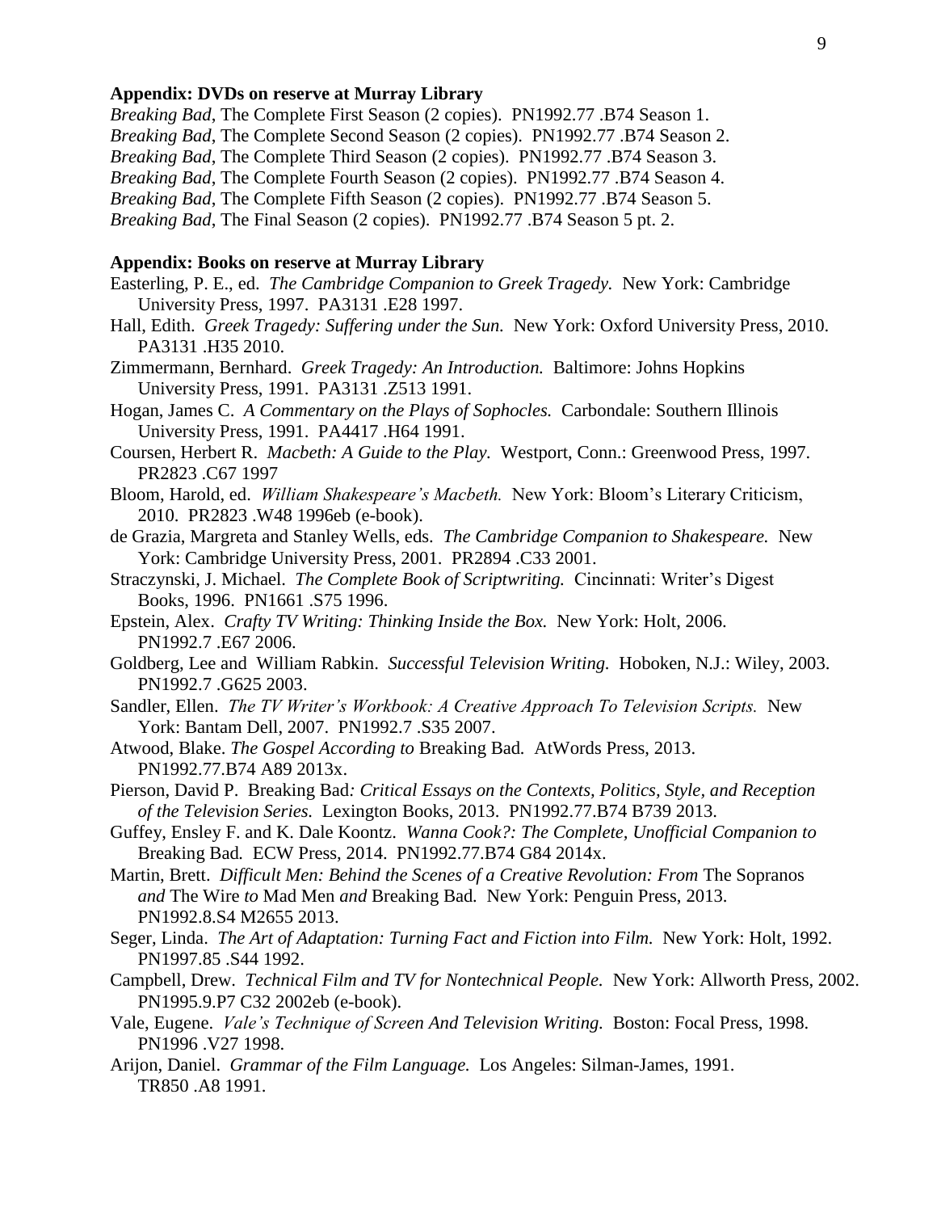**Appendix: DVDs on reserve at Murray Library**

*Breaking Bad*, The Complete First Season (2 copies). PN1992.77 .B74 Season 1.
*Breaking Bad*, The Complete Second Season (2 copies). PN1992.77 .B74 Season 2.
*Breaking Bad*, The Complete Third Season (2 copies). PN1992.77 .B74 Season 3.
*Breaking Bad*, The Complete Fourth Season (2 copies). PN1992.77 .B74 Season 4.
*Breaking Bad*, The Complete Fifth Season (2 copies). PN1992.77 .B74 Season 5.
*Breaking Bad*, The Final Season (2 copies). PN1992.77 .B74 Season 5 pt. 2.

**Appendix: Books on reserve at Murray Library**

Easterling, P. E., ed. *The Cambridge Companion to Greek Tragedy.* New York: Cambridge University Press, 1997. PA3131 .E28 1997.

Hall, Edith. *Greek Tragedy: Suffering under the Sun.* New York: Oxford University Press, 2010. PA3131 .H35 2010.

Zimmermann, Bernhard. *Greek Tragedy: An Introduction.* Baltimore: Johns Hopkins University Press, 1991. PA3131 .Z513 1991.

Hogan, James C. *A Commentary on the Plays of Sophocles.* Carbondale: Southern Illinois University Press, 1991. PA4417 .H64 1991.

Coursen, Herbert R. *Macbeth: A Guide to the Play.* Westport, Conn.: Greenwood Press, 1997. PR2823 .C67 1997

Bloom, Harold, ed. *William Shakespeare's Macbeth.* New York: Bloom's Literary Criticism, 2010. PR2823 .W48 1996eb (e-book).

de Grazia, Margreta and Stanley Wells, eds. *The Cambridge Companion to Shakespeare.* New York: Cambridge University Press, 2001. PR2894 .C33 2001.

Straczynski, J. Michael. *The Complete Book of Scriptwriting.* Cincinnati: Writer's Digest Books, 1996. PN1661 .S75 1996.

Epstein, Alex. *Crafty TV Writing: Thinking Inside the Box.* New York: Holt, 2006. PN1992.7 .E67 2006.

Goldberg, Lee and William Rabkin. *Successful Television Writing.* Hoboken, N.J.: Wiley, 2003. PN1992.7 .G625 2003.

Sandler, Ellen. *The TV Writer's Workbook: A Creative Approach To Television Scripts.* New York: Bantam Dell, 2007. PN1992.7 .S35 2007.

Atwood, Blake. *The Gospel According to* Breaking Bad*.* AtWords Press, 2013. PN1992.77.B74 A89 2013x.

Pierson, David P. Breaking Bad*: Critical Essays on the Contexts, Politics, Style, and Reception of the Television Series.* Lexington Books, 2013. PN1992.77.B74 B739 2013.

Guffey, Ensley F. and K. Dale Koontz. *Wanna Cook?: The Complete, Unofficial Companion to* Breaking Bad*.* ECW Press, 2014. PN1992.77.B74 G84 2014x.

Martin, Brett. *Difficult Men: Behind the Scenes of a Creative Revolution: From* The Sopranos *and* The Wire *to* Mad Men *and* Breaking Bad*.* New York: Penguin Press, 2013. PN1992.8.S4 M2655 2013.

Seger, Linda. *The Art of Adaptation: Turning Fact and Fiction into Film.* New York: Holt, 1992. PN1997.85 .S44 1992.

Campbell, Drew. *Technical Film and TV for Nontechnical People.* New York: Allworth Press, 2002. PN1995.9.P7 C32 2002eb (e-book).

Vale, Eugene. *Vale's Technique of Screen And Television Writing.* Boston: Focal Press, 1998. PN1996 .V27 1998.

Arijon, Daniel. *Grammar of the Film Language.* Los Angeles: Silman-James, 1991. TR850 .A8 1991.